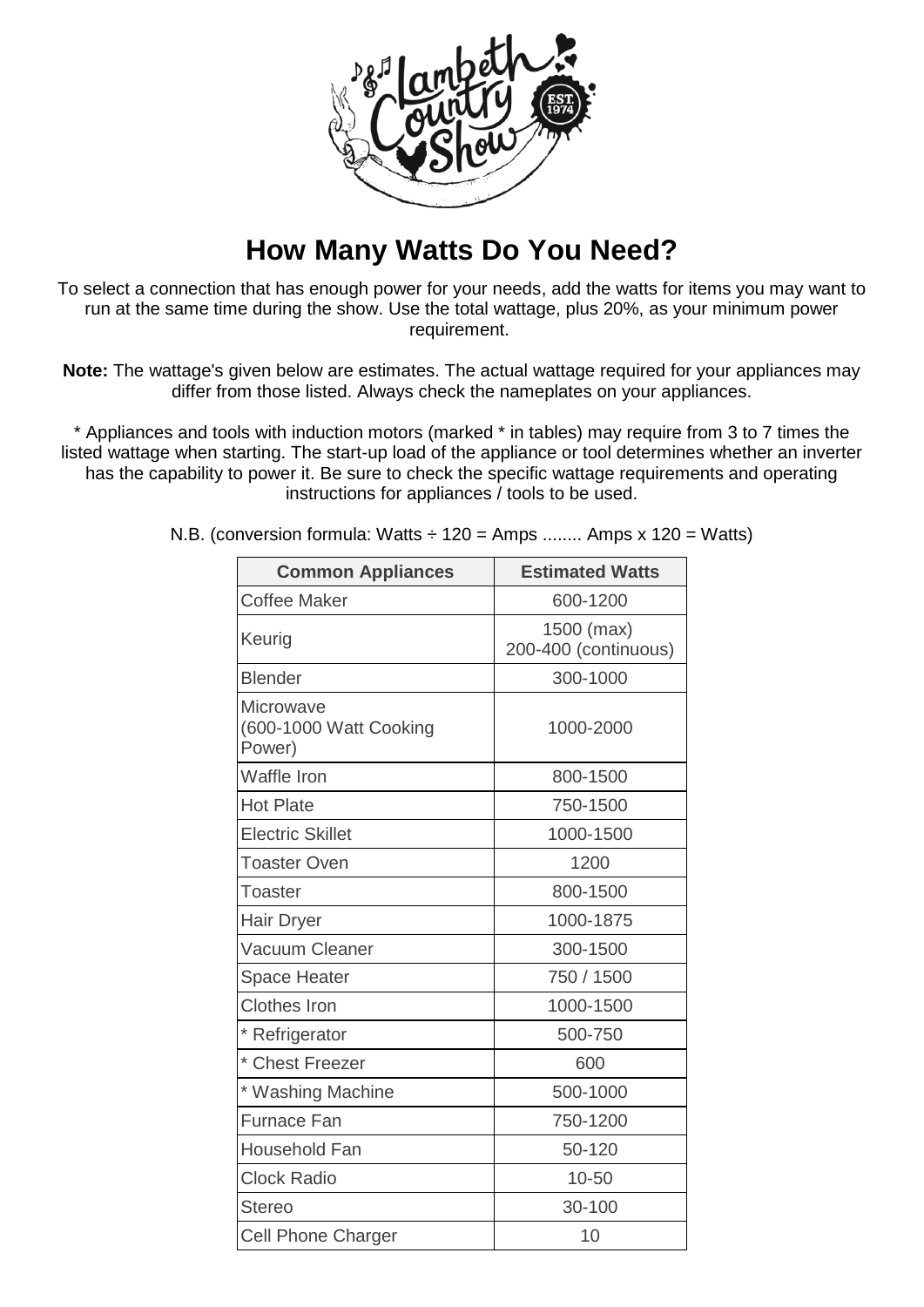# How Many Watts Do You Need?

To select a connection that has enough power for your needs, add the watts for items you may want to run at the same time during the show. Use the total wattage, plus 20%, as your minimum power requirement.

**Note:** The wattage's given below are estimates. The actual wattage required for your appliances may differ from those listed. Always check the nameplates on your appliances.

* Appliances and tools with induction motors (marked * in tables) may require from 3 to 7 times the listed wattage when starting. The start-up load of the appliance or tool determines whether an inverter has the capability to power it. Be sure to check the specific wattage requirements and operating instructions for appliances / tools to be used.

N.B. (conversion formula: Watts ÷ 120 = Amps ........ Amps x 120 = Watts)

| Common Appliances | Estimated Watts |
|---|---|
| Coffee Maker | 600-1200 |
| Keurig | 1500 (max)<br>200-400 (continuous) |
| Blender | 300-1000 |
| Microwave (600-1000 Watt Cooking Power) | 1000-2000 |
| Waffle Iron | 800-1500 |
| Hot Plate | 750-1500 |
| Electric Skillet | 1000-1500 |
| Toaster Oven | 1200 |
| Toaster | 800-1500 |
| Hair Dryer | 1000-1875 |
| Vacuum Cleaner | 300-1500 |
| Space Heater | 750 / 1500 |
| Clothes Iron | 1000-1500 |
| * Refrigerator | 500-750 |
| * Chest Freezer | 600 |
| * Washing Machine | 500-1000 |
| Furnace Fan | 750-1200 |
| Household Fan | 50-120 |
| Clock Radio | 10-50 |
| Stereo | 30-100 |
| Cell Phone Charger | 10 |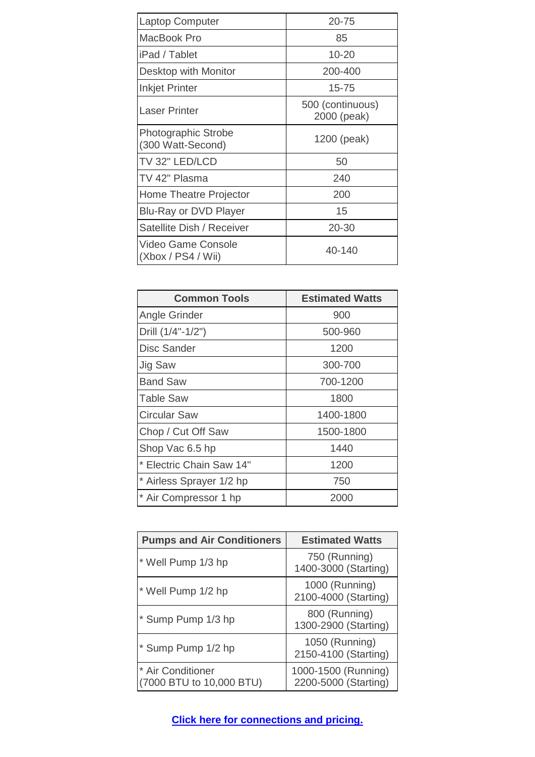| | |
|---|---|
| Laptop Computer | 20-75 |
| MacBook Pro | 85 |
| iPad / Tablet | 10-20 |
| Desktop with Monitor | 200-400 |
| Inkjet Printer | 15-75 |
| Laser Printer | 500 (continuous) 2000 (peak) |
| Photographic Strobe (300 Watt-Second) | 1200 (peak) |
| TV 32" LED/LCD | 50 |
| TV 42" Plasma | 240 |
| Home Theatre Projector | 200 |
| Blu-Ray or DVD Player | 15 |
| Satellite Dish / Receiver | 20-30 |
| Video Game Console (Xbox / PS4 / Wii) | 40-140 |

| Common Tools | Estimated Watts |
|---|---|
| Angle Grinder | 900 |
| Drill (1/4"-1/2") | 500-960 |
| Disc Sander | 1200 |
| Jig Saw | 300-700 |
| Band Saw | 700-1200 |
| Table Saw | 1800 |
| Circular Saw | 1400-1800 |
| Chop / Cut Off Saw | 1500-1800 |
| Shop Vac 6.5 hp | 1440 |
| * Electric Chain Saw 14" | 1200 |
| * Airless Sprayer 1/2 hp | 750 |
| * Air Compressor 1 hp | 2000 |

| Pumps and Air Conditioners | Estimated Watts |
|---|---|
| * Well Pump 1/3 hp | 750 (Running) 1400-3000 (Starting) |
| * Well Pump 1/2 hp | 1000 (Running) 2100-4000 (Starting) |
| * Sump Pump 1/3 hp | 800 (Running) 1300-2900 (Starting) |
| * Sump Pump 1/2 hp | 1050 (Running) 2150-4100 (Starting) |
| * Air Conditioner (7000 BTU to 10,000 BTU) | 1000-1500 (Running) 2200-5000 (Starting) |

**Click here for connections and pricing.**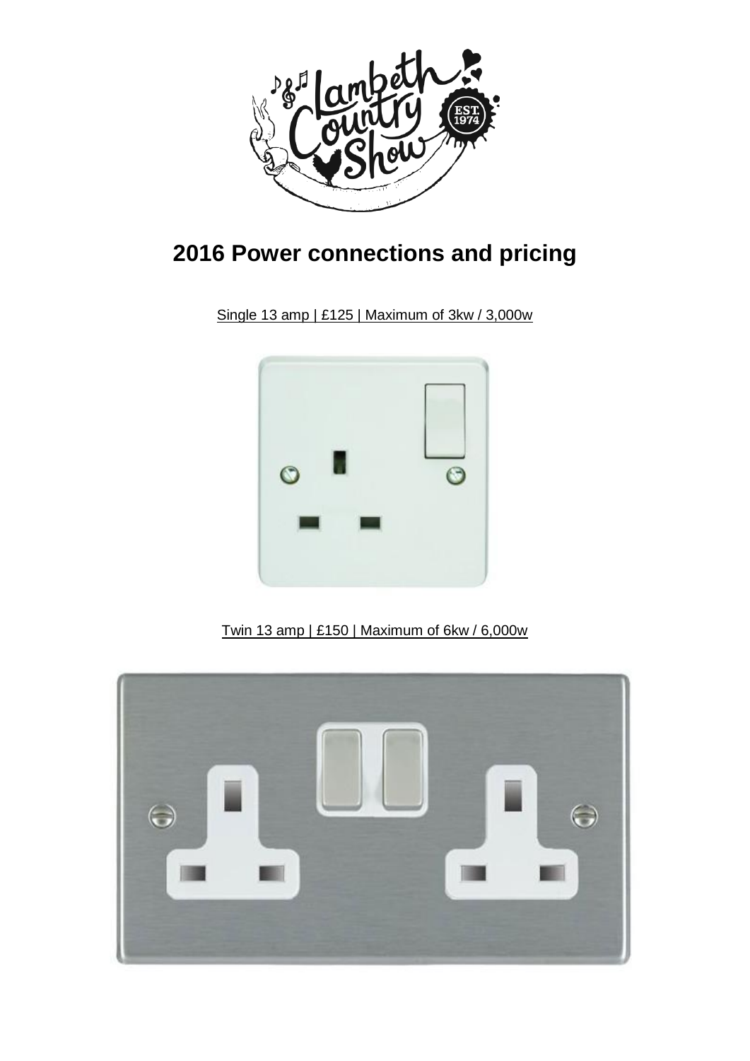# 2016 Power connections and pricing

Single 13 amp | £125 | Maximum of 3kw / 3,000w

Twin 13 amp | £150 | Maximum of 6kw / 6,000w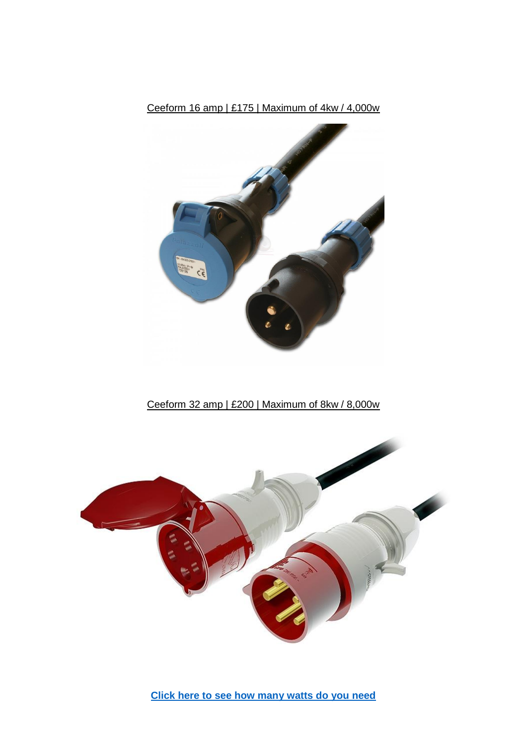Ceeform 16 amp | £175 | Maximum of 4kw / 4,000w

Ceeform 32 amp | £200 | Maximum of 8kw / 8,000w

**Click here to see how many watts do you need**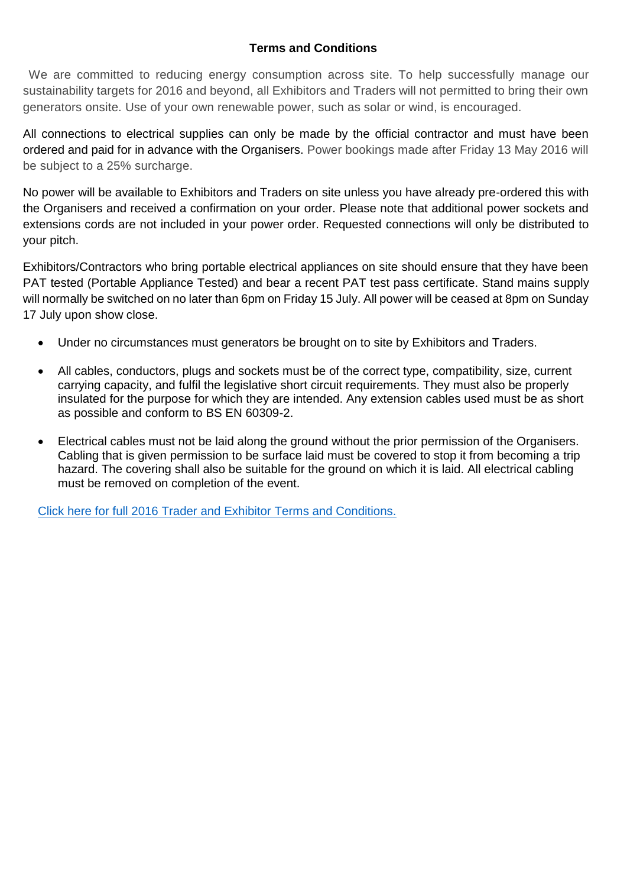**Terms and Conditions**

We are committed to reducing energy consumption across site. To help successfully manage our sustainability targets for 2016 and beyond, all Exhibitors and Traders will not permitted to bring their own generators onsite. Use of your own renewable power, such as solar or wind, is encouraged.

All connections to electrical supplies can only be made by the official contractor and must have been ordered and paid for in advance with the Organisers. Power bookings made after Friday 13 May 2016 will be subject to a 25% surcharge.

No power will be available to Exhibitors and Traders on site unless you have already pre-ordered this with the Organisers and received a confirmation on your order. Please note that additional power sockets and extensions cords are not included in your power order. Requested connections will only be distributed to your pitch.

Exhibitors/Contractors who bring portable electrical appliances on site should ensure that they have been PAT tested (Portable Appliance Tested) and bear a recent PAT test pass certificate. Stand mains supply will normally be switched on no later than 6pm on Friday 15 July. All power will be ceased at 8pm on Sunday 17 July upon show close.

- Under no circumstances must generators be brought on to site by Exhibitors and Traders.
- All cables, conductors, plugs and sockets must be of the correct type, compatibility, size, current carrying capacity, and fulfil the legislative short circuit requirements. They must also be properly insulated for the purpose for which they are intended. Any extension cables used must be as short as possible and conform to BS EN 60309-2.
- Electrical cables must not be laid along the ground without the prior permission of the Organisers. Cabling that is given permission to be surface laid must be covered to stop it from becoming a trip hazard. The covering shall also be suitable for the ground on which it is laid. All electrical cabling must be removed on completion of the event.

Click here for full 2016 Trader and Exhibitor Terms and Conditions.